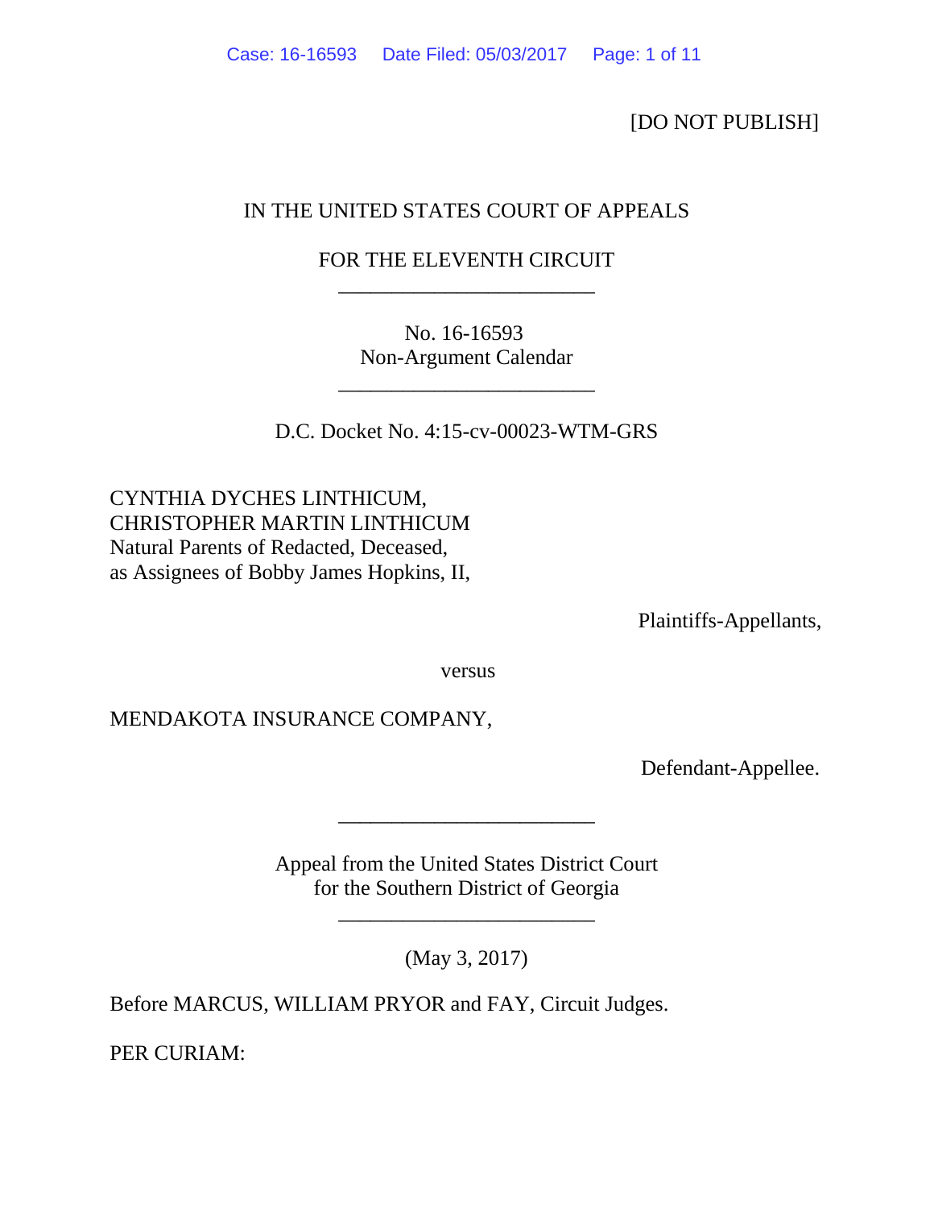[DO NOT PUBLISH]

IN THE UNITED STATES COURT OF APPEALS

FOR THE ELEVENTH CIRCUIT

________________________

No. 16-16593
Non-Argument Calendar

________________________

D.C. Docket No. 4:15-cv-00023-WTM-GRS

CYNTHIA DYCHES LINTHICUM,
CHRISTOPHER MARTIN LINTHICUM
Natural Parents of Redacted, Deceased,
as Assignees of Bobby James Hopkins, II,

Plaintiffs-Appellants,

versus

MENDAKOTA INSURANCE COMPANY,

Defendant-Appellee.

________________________

Appeal from the United States District Court
for the Southern District of Georgia

________________________

(May 3, 2017)

Before MARCUS, WILLIAM PRYOR and FAY, Circuit Judges.

PER CURIAM: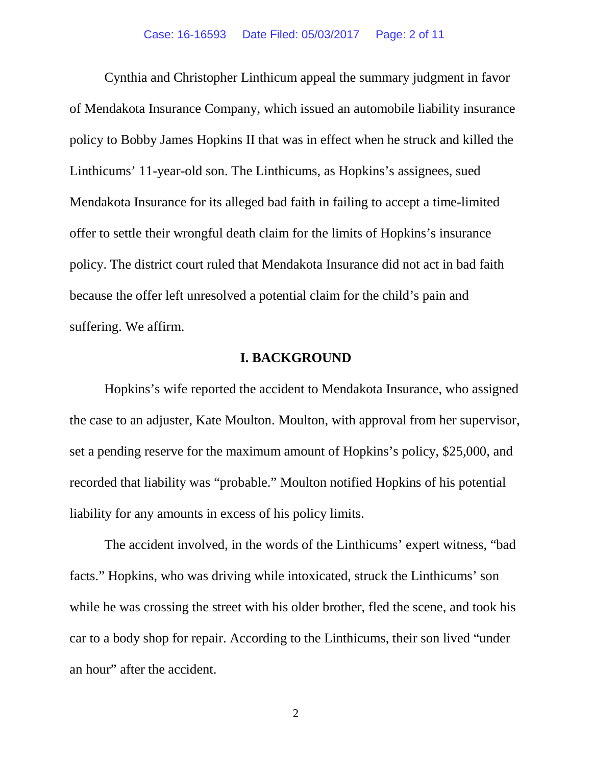Cynthia and Christopher Linthicum appeal the summary judgment in favor of Mendakota Insurance Company, which issued an automobile liability insurance policy to Bobby James Hopkins II that was in effect when he struck and killed the Linthicums' 11-year-old son. The Linthicums, as Hopkins's assignees, sued Mendakota Insurance for its alleged bad faith in failing to accept a time-limited offer to settle their wrongful death claim for the limits of Hopkins's insurance policy. The district court ruled that Mendakota Insurance did not act in bad faith because the offer left unresolved a potential claim for the child's pain and suffering. We affirm.

## I. BACKGROUND

Hopkins's wife reported the accident to Mendakota Insurance, who assigned the case to an adjuster, Kate Moulton. Moulton, with approval from her supervisor, set a pending reserve for the maximum amount of Hopkins's policy, $25,000, and recorded that liability was "probable." Moulton notified Hopkins of his potential liability for any amounts in excess of his policy limits.

The accident involved, in the words of the Linthicums' expert witness, "bad facts." Hopkins, who was driving while intoxicated, struck the Linthicums' son while he was crossing the street with his older brother, fled the scene, and took his car to a body shop for repair. According to the Linthicums, their son lived "under an hour" after the accident.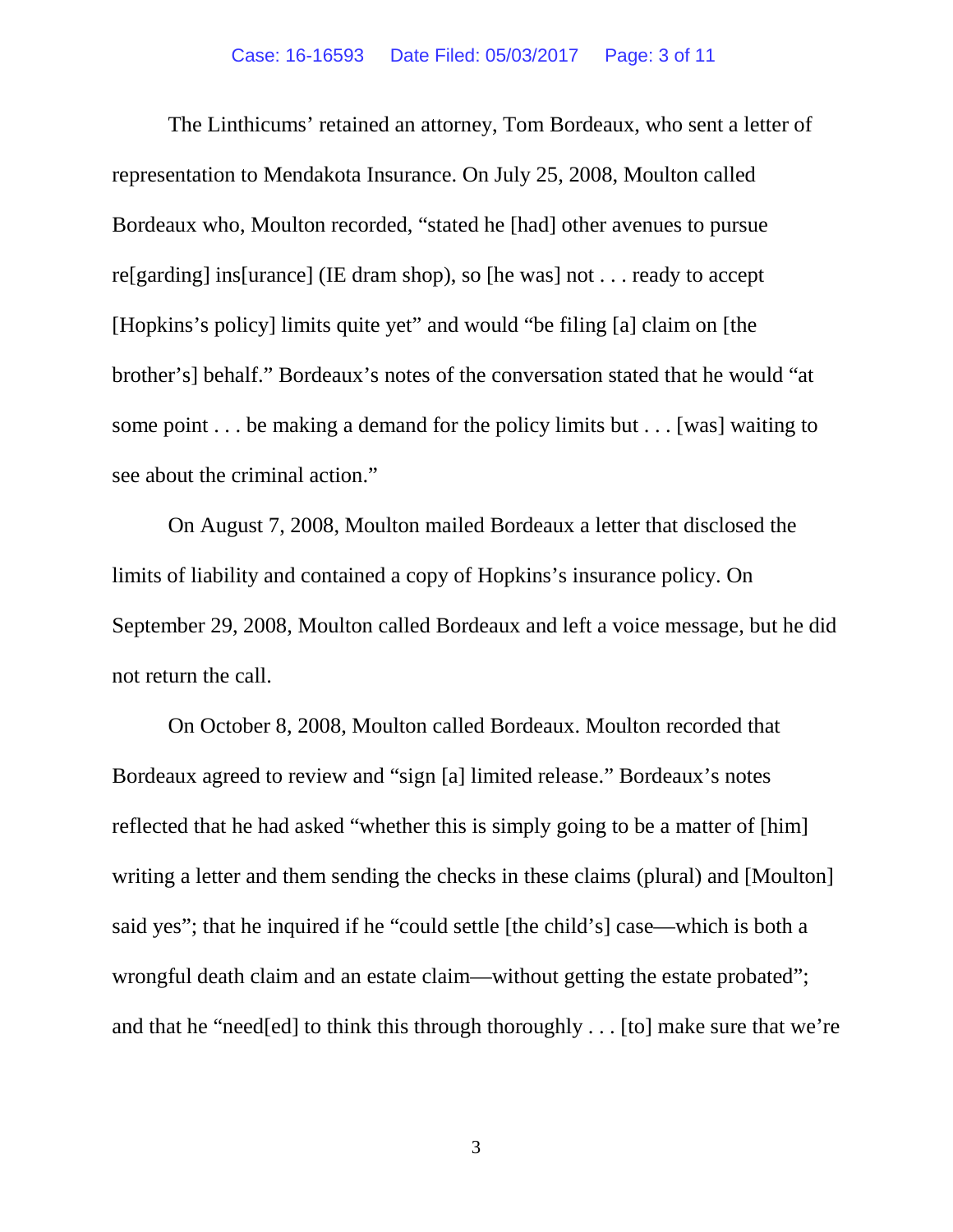The Linthicums' retained an attorney, Tom Bordeaux, who sent a letter of representation to Mendakota Insurance. On July 25, 2008, Moulton called Bordeaux who, Moulton recorded, "stated he [had] other avenues to pursue re[garding] ins[urance] (IE dram shop), so [he was] not . . . ready to accept [Hopkins's policy] limits quite yet" and would "be filing [a] claim on [the brother's] behalf." Bordeaux's notes of the conversation stated that he would "at some point . . . be making a demand for the policy limits but . . . [was] waiting to see about the criminal action."

On August 7, 2008, Moulton mailed Bordeaux a letter that disclosed the limits of liability and contained a copy of Hopkins's insurance policy. On September 29, 2008, Moulton called Bordeaux and left a voice message, but he did not return the call.

On October 8, 2008, Moulton called Bordeaux. Moulton recorded that Bordeaux agreed to review and "sign [a] limited release." Bordeaux's notes reflected that he had asked "whether this is simply going to be a matter of [him] writing a letter and them sending the checks in these claims (plural) and [Moulton] said yes"; that he inquired if he "could settle [the child's] case—which is both a wrongful death claim and an estate claim—without getting the estate probated"; and that he "need[ed] to think this through thoroughly . . . [to] make sure that we're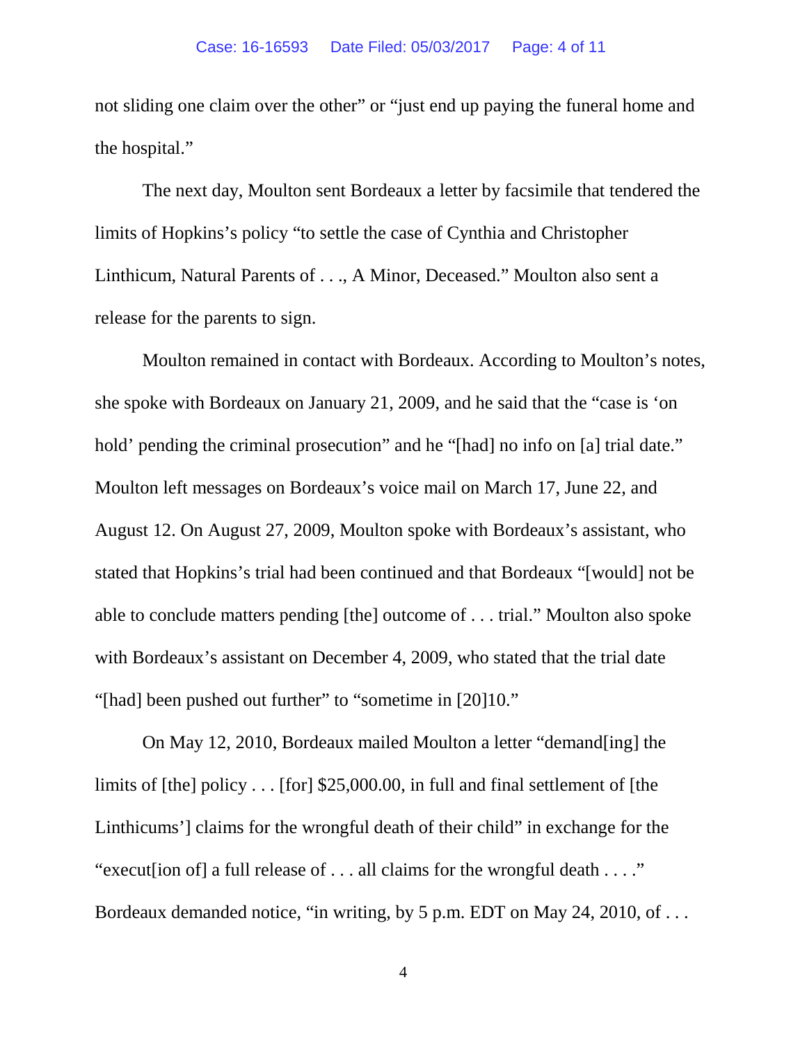not sliding one claim over the other" or "just end up paying the funeral home and the hospital."

The next day, Moulton sent Bordeaux a letter by facsimile that tendered the limits of Hopkins's policy "to settle the case of Cynthia and Christopher Linthicum, Natural Parents of . . ., A Minor, Deceased." Moulton also sent a release for the parents to sign.

Moulton remained in contact with Bordeaux. According to Moulton's notes, she spoke with Bordeaux on January 21, 2009, and he said that the "case is 'on hold' pending the criminal prosecution" and he "[had] no info on [a] trial date." Moulton left messages on Bordeaux's voice mail on March 17, June 22, and August 12. On August 27, 2009, Moulton spoke with Bordeaux's assistant, who stated that Hopkins's trial had been continued and that Bordeaux "[would] not be able to conclude matters pending [the] outcome of . . . trial." Moulton also spoke with Bordeaux's assistant on December 4, 2009, who stated that the trial date "[had] been pushed out further" to "sometime in [20]10."

On May 12, 2010, Bordeaux mailed Moulton a letter "demand[ing] the limits of [the] policy . . . [for] $25,000.00, in full and final settlement of [the Linthicums'] claims for the wrongful death of their child" in exchange for the "execut[ion of] a full release of . . . all claims for the wrongful death . . . ." Bordeaux demanded notice, "in writing, by 5 p.m. EDT on May 24, 2010, of . . .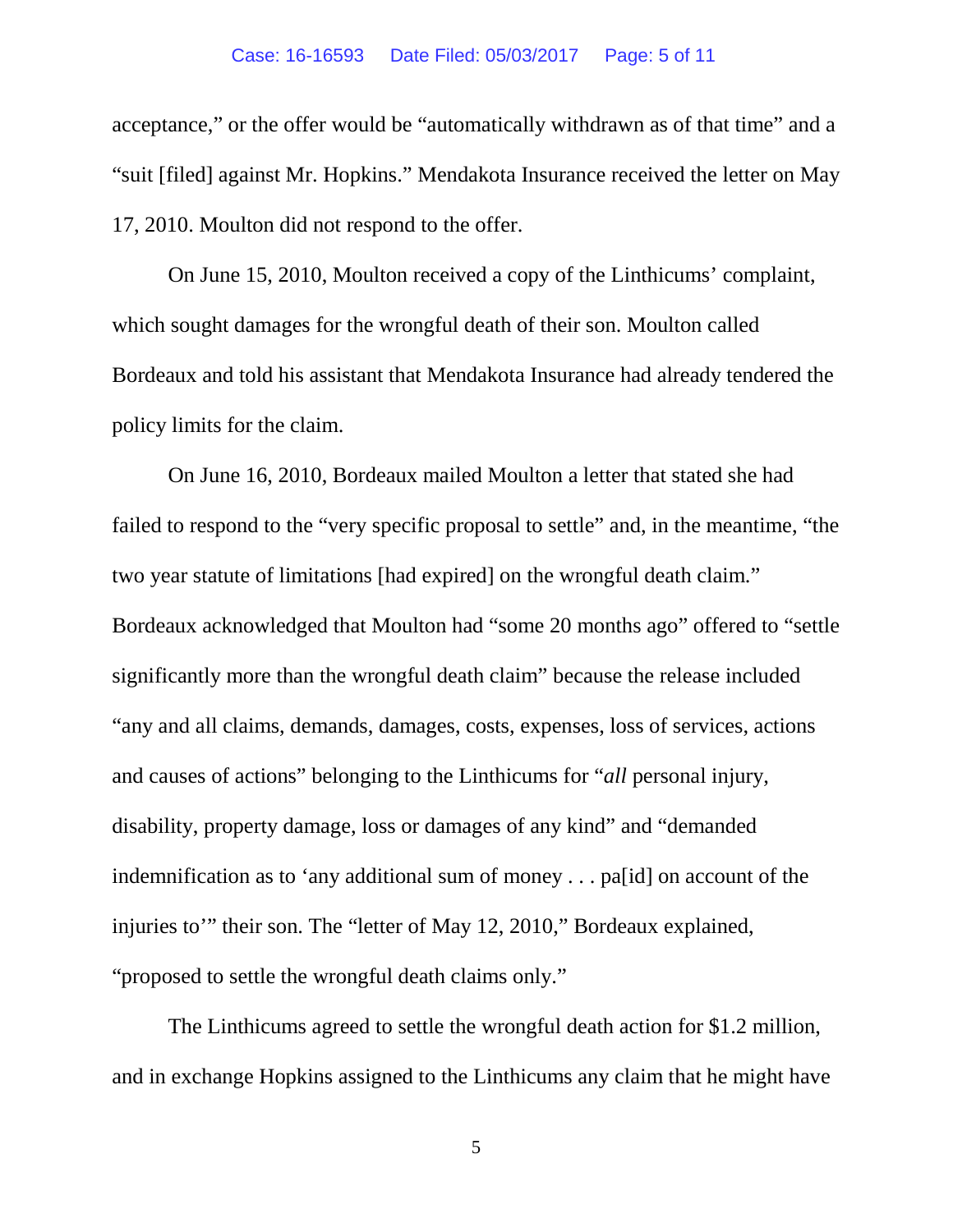acceptance," or the offer would be "automatically withdrawn as of that time" and a "suit [filed] against Mr. Hopkins." Mendakota Insurance received the letter on May 17, 2010. Moulton did not respond to the offer.

On June 15, 2010, Moulton received a copy of the Linthicums' complaint, which sought damages for the wrongful death of their son. Moulton called Bordeaux and told his assistant that Mendakota Insurance had already tendered the policy limits for the claim.

On June 16, 2010, Bordeaux mailed Moulton a letter that stated she had failed to respond to the "very specific proposal to settle" and, in the meantime, "the two year statute of limitations [had expired] on the wrongful death claim." Bordeaux acknowledged that Moulton had "some 20 months ago" offered to "settle significantly more than the wrongful death claim" because the release included "any and all claims, demands, damages, costs, expenses, loss of services, actions and causes of actions" belonging to the Linthicums for "*all* personal injury, disability, property damage, loss or damages of any kind" and "demanded indemnification as to 'any additional sum of money . . . pa[id] on account of the injuries to'" their son. The "letter of May 12, 2010," Bordeaux explained, "proposed to settle the wrongful death claims only."

The Linthicums agreed to settle the wrongful death action for $1.2 million, and in exchange Hopkins assigned to the Linthicums any claim that he might have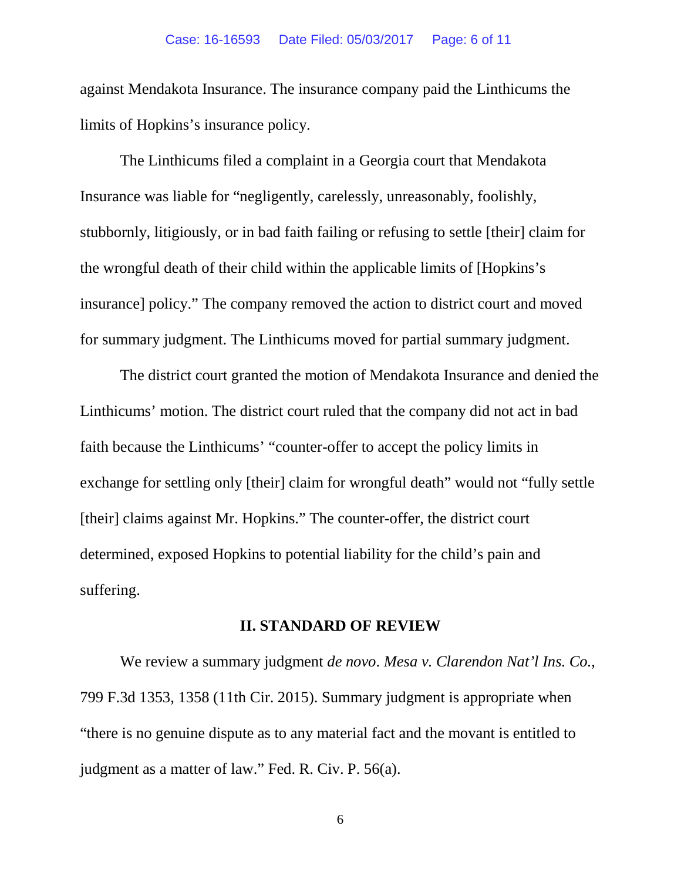against Mendakota Insurance. The insurance company paid the Linthicums the limits of Hopkins's insurance policy.

The Linthicums filed a complaint in a Georgia court that Mendakota Insurance was liable for "negligently, carelessly, unreasonably, foolishly, stubbornly, litigiously, or in bad faith failing or refusing to settle [their] claim for the wrongful death of their child within the applicable limits of [Hopkins's insurance] policy." The company removed the action to district court and moved for summary judgment. The Linthicums moved for partial summary judgment.

The district court granted the motion of Mendakota Insurance and denied the Linthicums' motion. The district court ruled that the company did not act in bad faith because the Linthicums' "counter-offer to accept the policy limits in exchange for settling only [their] claim for wrongful death" would not "fully settle [their] claims against Mr. Hopkins." The counter-offer, the district court determined, exposed Hopkins to potential liability for the child's pain and suffering.

## II. STANDARD OF REVIEW

We review a summary judgment *de novo*. *Mesa v. Clarendon Nat'l Ins. Co.*, 799 F.3d 1353, 1358 (11th Cir. 2015). Summary judgment is appropriate when "there is no genuine dispute as to any material fact and the movant is entitled to judgment as a matter of law." Fed. R. Civ. P. 56(a).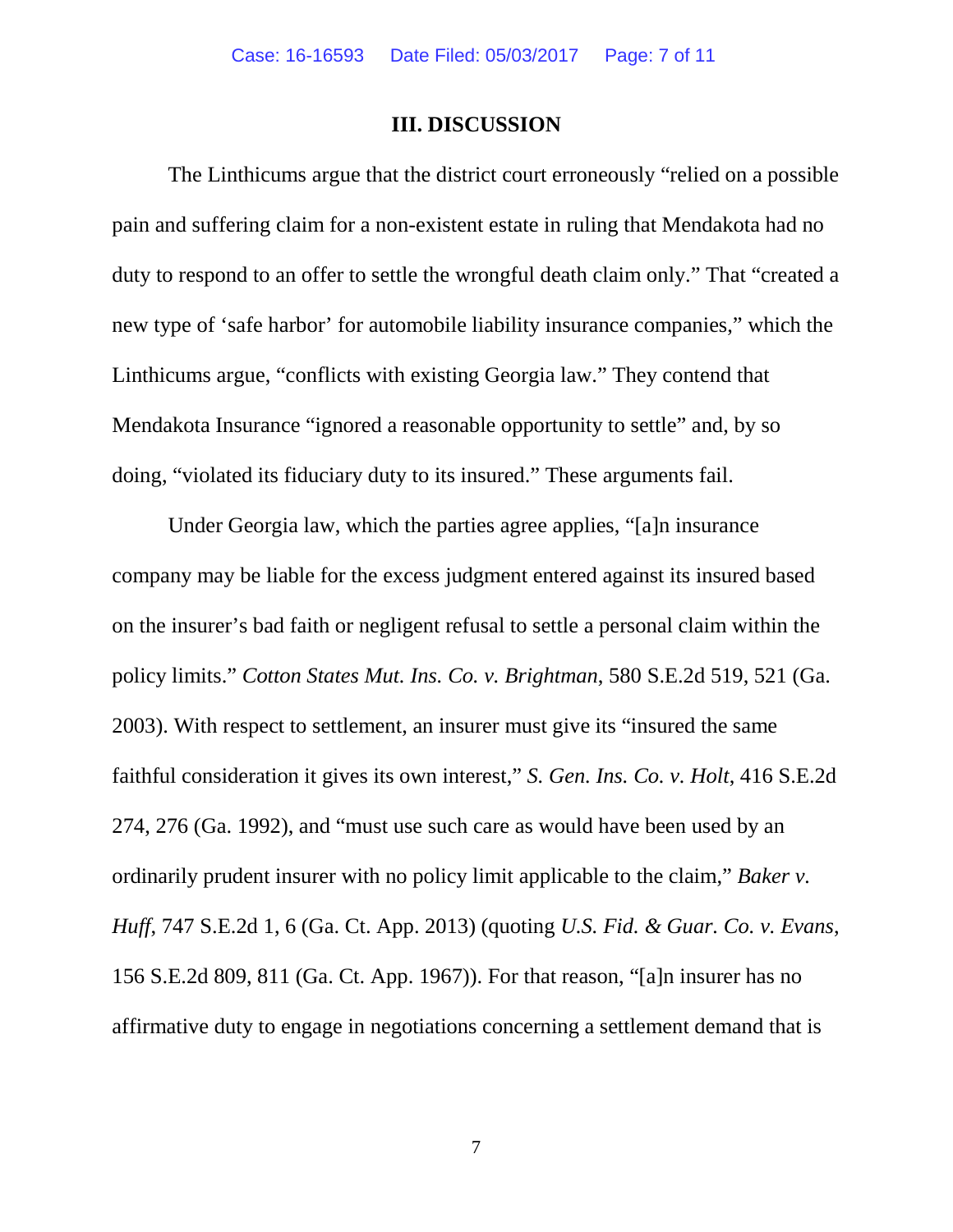### III. DISCUSSION

The Linthicums argue that the district court erroneously "relied on a possible pain and suffering claim for a non-existent estate in ruling that Mendakota had no duty to respond to an offer to settle the wrongful death claim only." That "created a new type of 'safe harbor' for automobile liability insurance companies," which the Linthicums argue, "conflicts with existing Georgia law." They contend that Mendakota Insurance "ignored a reasonable opportunity to settle" and, by so doing, "violated its fiduciary duty to its insured." These arguments fail.

Under Georgia law, which the parties agree applies, "[a]n insurance company may be liable for the excess judgment entered against its insured based on the insurer's bad faith or negligent refusal to settle a personal claim within the policy limits." *Cotton States Mut. Ins. Co. v. Brightman*, 580 S.E.2d 519, 521 (Ga. 2003). With respect to settlement, an insurer must give its "insured the same faithful consideration it gives its own interest," *S. Gen. Ins. Co. v. Holt*, 416 S.E.2d 274, 276 (Ga. 1992), and "must use such care as would have been used by an ordinarily prudent insurer with no policy limit applicable to the claim," *Baker v. Huff*, 747 S.E.2d 1, 6 (Ga. Ct. App. 2013) (quoting *U.S. Fid. & Guar. Co. v. Evans*, 156 S.E.2d 809, 811 (Ga. Ct. App. 1967)). For that reason, "[a]n insurer has no affirmative duty to engage in negotiations concerning a settlement demand that is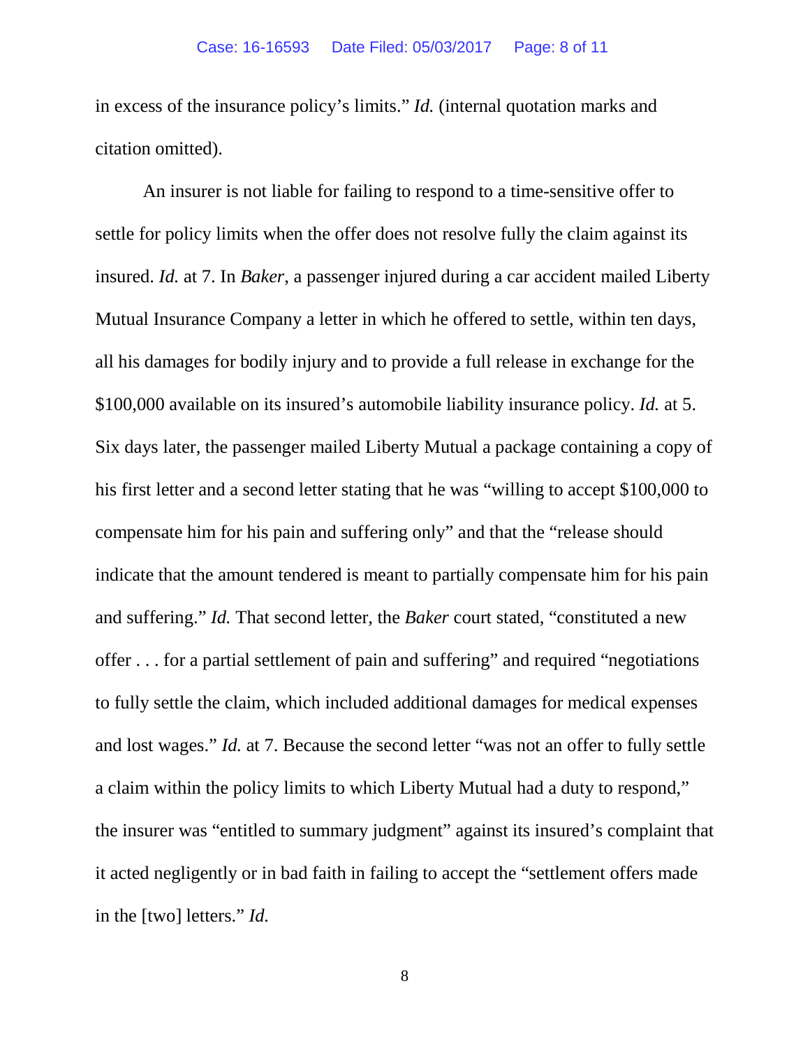in excess of the insurance policy's limits." *Id.* (internal quotation marks and citation omitted).

An insurer is not liable for failing to respond to a time-sensitive offer to settle for policy limits when the offer does not resolve fully the claim against its insured. *Id.* at 7. In *Baker*, a passenger injured during a car accident mailed Liberty Mutual Insurance Company a letter in which he offered to settle, within ten days, all his damages for bodily injury and to provide a full release in exchange for the $100,000 available on its insured's automobile liability insurance policy. *Id.* at 5. Six days later, the passenger mailed Liberty Mutual a package containing a copy of his first letter and a second letter stating that he was "willing to accept $100,000 to compensate him for his pain and suffering only" and that the "release should indicate that the amount tendered is meant to partially compensate him for his pain and suffering." *Id.* That second letter, the *Baker* court stated, "constituted a new offer . . . for a partial settlement of pain and suffering" and required "negotiations to fully settle the claim, which included additional damages for medical expenses and lost wages." *Id.* at 7. Because the second letter "was not an offer to fully settle a claim within the policy limits to which Liberty Mutual had a duty to respond," the insurer was "entitled to summary judgment" against its insured's complaint that it acted negligently or in bad faith in failing to accept the "settlement offers made in the [two] letters." *Id.*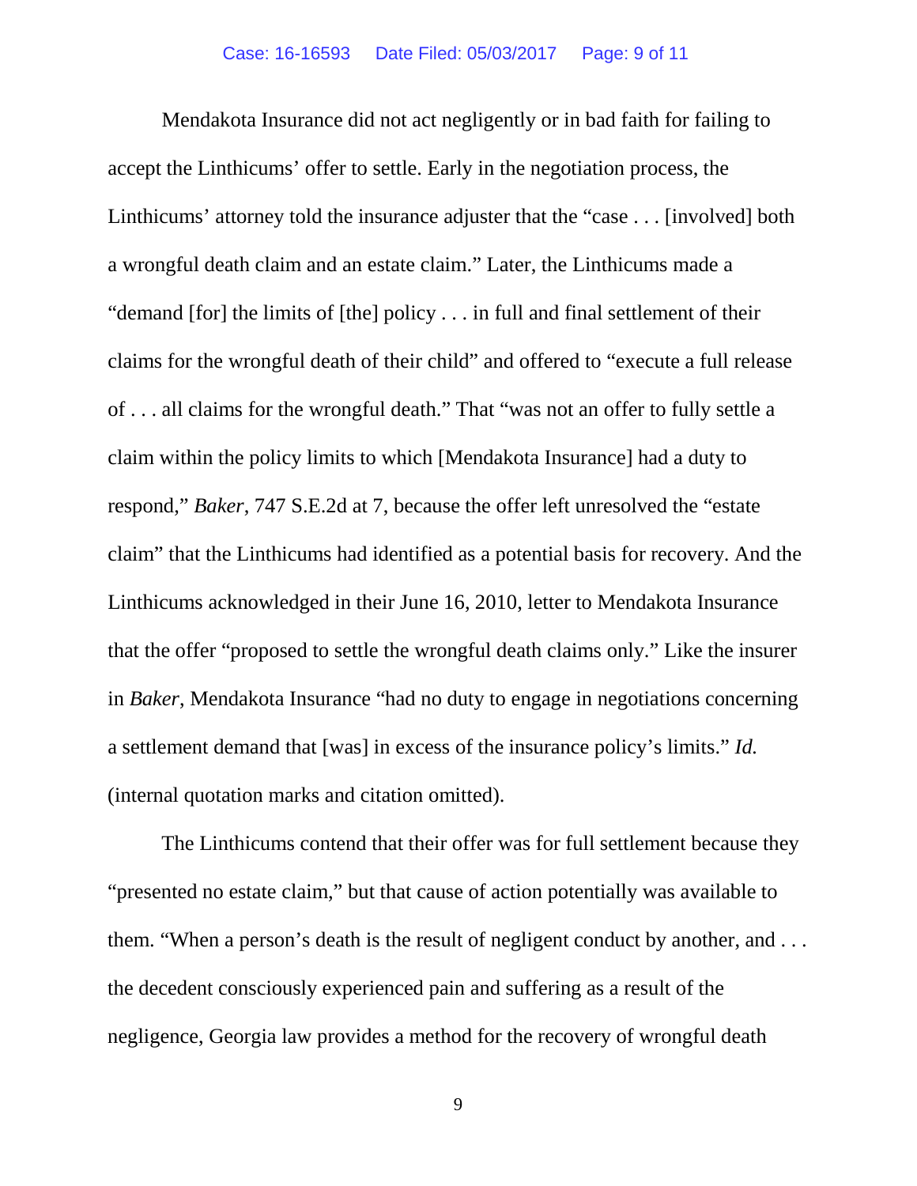Mendakota Insurance did not act negligently or in bad faith for failing to accept the Linthicums' offer to settle. Early in the negotiation process, the Linthicums' attorney told the insurance adjuster that the "case . . . [involved] both a wrongful death claim and an estate claim." Later, the Linthicums made a "demand [for] the limits of [the] policy . . . in full and final settlement of their claims for the wrongful death of their child" and offered to "execute a full release of . . . all claims for the wrongful death." That "was not an offer to fully settle a claim within the policy limits to which [Mendakota Insurance] had a duty to respond," *Baker*, 747 S.E.2d at 7, because the offer left unresolved the "estate claim" that the Linthicums had identified as a potential basis for recovery. And the Linthicums acknowledged in their June 16, 2010, letter to Mendakota Insurance that the offer "proposed to settle the wrongful death claims only." Like the insurer in *Baker*, Mendakota Insurance "had no duty to engage in negotiations concerning a settlement demand that [was] in excess of the insurance policy's limits." *Id.* (internal quotation marks and citation omitted).

The Linthicums contend that their offer was for full settlement because they "presented no estate claim," but that cause of action potentially was available to them. "When a person's death is the result of negligent conduct by another, and . . . the decedent consciously experienced pain and suffering as a result of the negligence, Georgia law provides a method for the recovery of wrongful death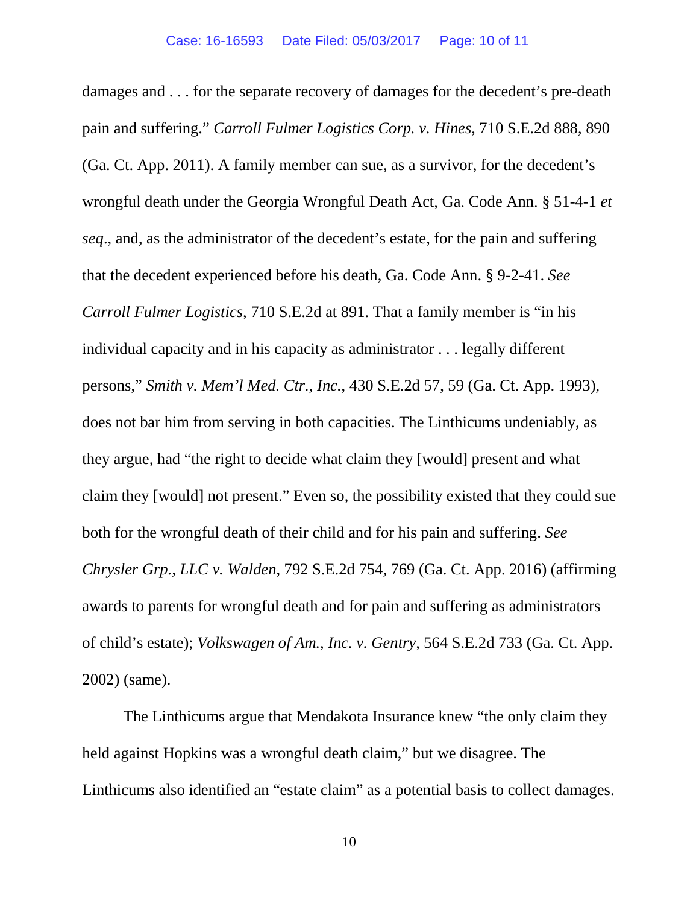damages and . . . for the separate recovery of damages for the decedent's pre-death pain and suffering." *Carroll Fulmer Logistics Corp. v. Hines*, 710 S.E.2d 888, 890 (Ga. Ct. App. 2011). A family member can sue, as a survivor, for the decedent's wrongful death under the Georgia Wrongful Death Act, Ga. Code Ann. § 51-4-1 *et seq*., and, as the administrator of the decedent's estate, for the pain and suffering that the decedent experienced before his death, Ga. Code Ann. § 9-2-41. *See Carroll Fulmer Logistics*, 710 S.E.2d at 891. That a family member is "in his individual capacity and in his capacity as administrator . . . legally different persons," *Smith v. Mem'l Med. Ctr., Inc.*, 430 S.E.2d 57, 59 (Ga. Ct. App. 1993), does not bar him from serving in both capacities. The Linthicums undeniably, as they argue, had "the right to decide what claim they [would] present and what claim they [would] not present." Even so, the possibility existed that they could sue both for the wrongful death of their child and for his pain and suffering. *See Chrysler Grp., LLC v. Walden*, 792 S.E.2d 754, 769 (Ga. Ct. App. 2016) (affirming awards to parents for wrongful death and for pain and suffering as administrators of child's estate); *Volkswagen of Am., Inc. v. Gentry*, 564 S.E.2d 733 (Ga. Ct. App. 2002) (same).

The Linthicums argue that Mendakota Insurance knew "the only claim they held against Hopkins was a wrongful death claim," but we disagree. The Linthicums also identified an "estate claim" as a potential basis to collect damages.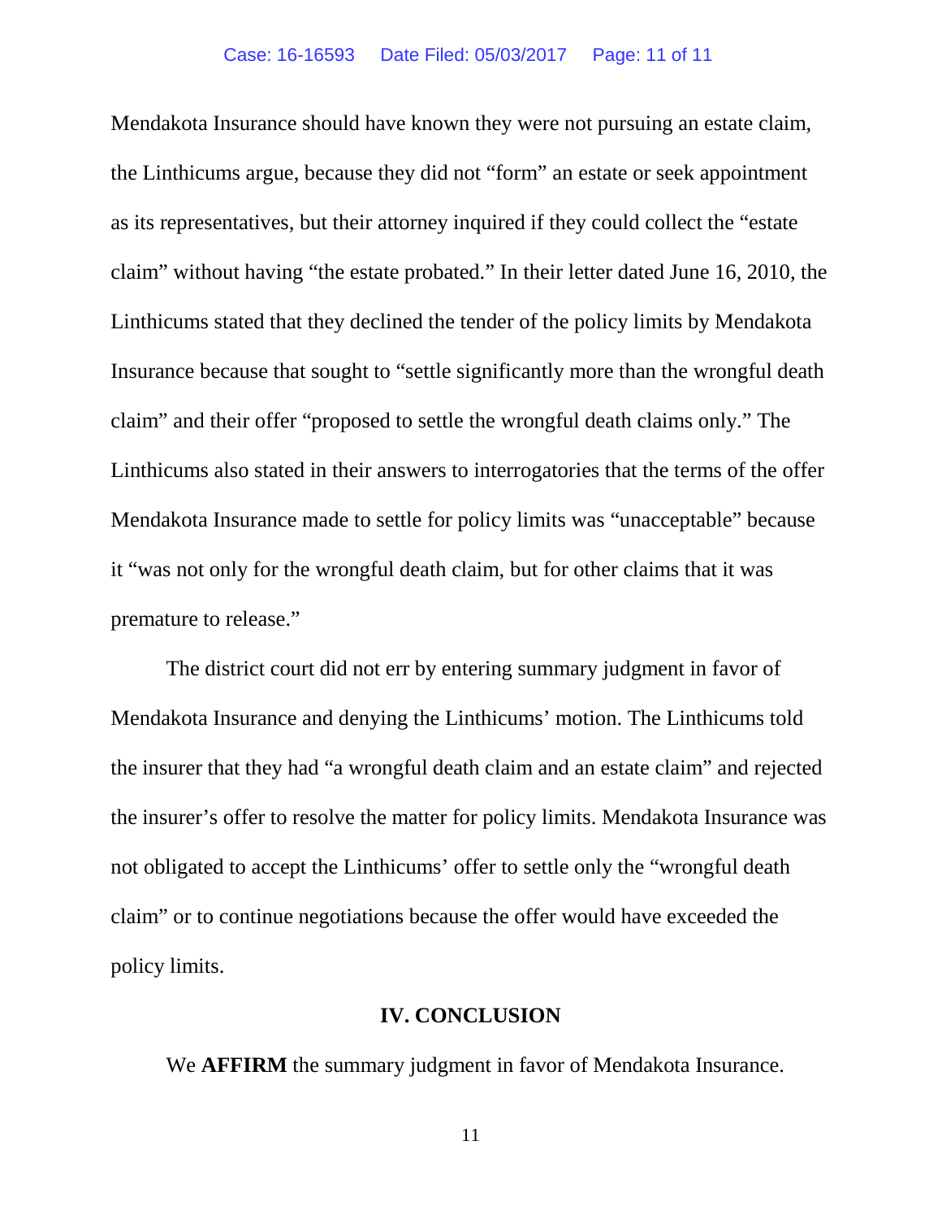Mendakota Insurance should have known they were not pursuing an estate claim, the Linthicums argue, because they did not "form" an estate or seek appointment as its representatives, but their attorney inquired if they could collect the "estate claim" without having "the estate probated." In their letter dated June 16, 2010, the Linthicums stated that they declined the tender of the policy limits by Mendakota Insurance because that sought to "settle significantly more than the wrongful death claim" and their offer "proposed to settle the wrongful death claims only." The Linthicums also stated in their answers to interrogatories that the terms of the offer Mendakota Insurance made to settle for policy limits was "unacceptable" because it "was not only for the wrongful death claim, but for other claims that it was premature to release."

The district court did not err by entering summary judgment in favor of Mendakota Insurance and denying the Linthicums' motion. The Linthicums told the insurer that they had "a wrongful death claim and an estate claim" and rejected the insurer's offer to resolve the matter for policy limits. Mendakota Insurance was not obligated to accept the Linthicums' offer to settle only the "wrongful death claim" or to continue negotiations because the offer would have exceeded the policy limits.

## IV. CONCLUSION

We **AFFIRM** the summary judgment in favor of Mendakota Insurance.